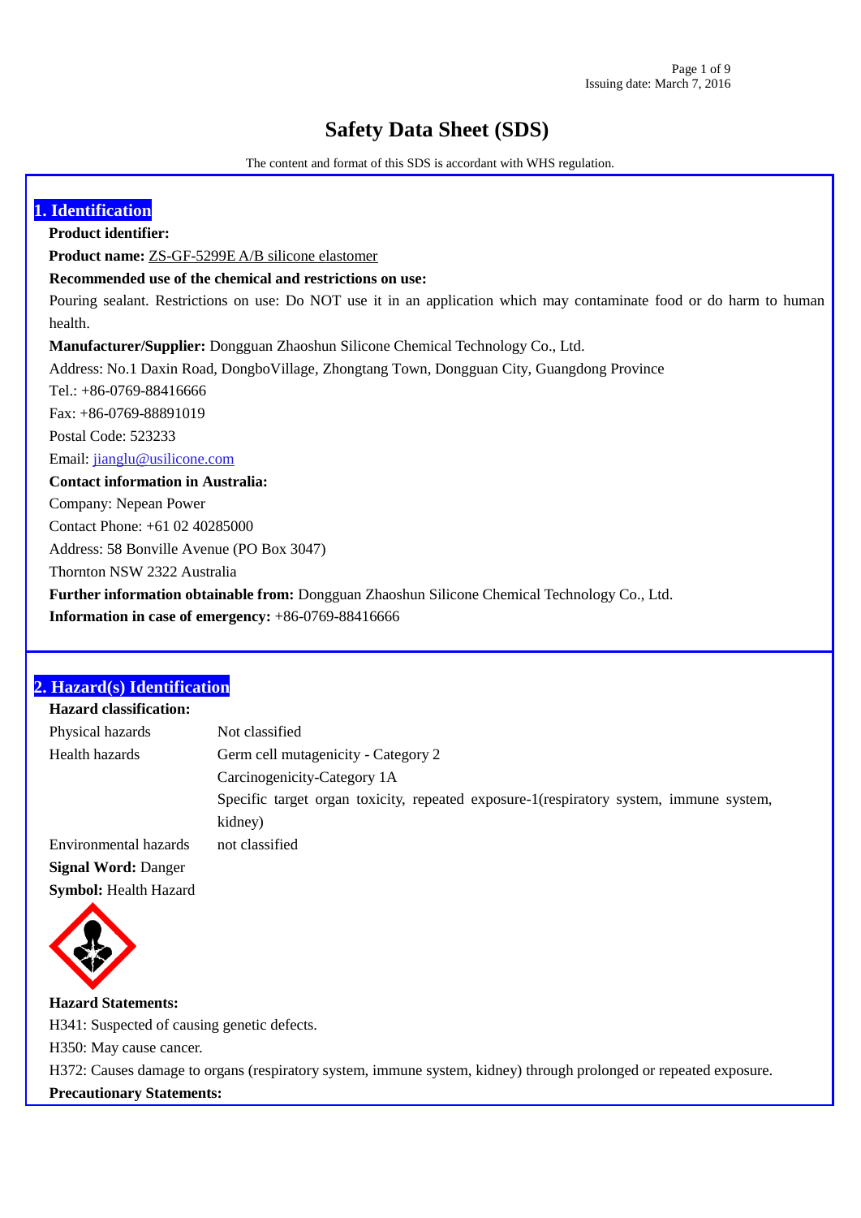# Safety Data Sheet (SDS)

The content and format of this SDS is accordant with WHS regulation.

## 1. Identification

**Product identifier:**

**Product name:** ZS-GF-5299E A/B silicone elastomer

**Recommended use of the chemical and restrictions on use:**

Pouring sealant. Restrictions on use: Do NOT use it in an application which may contaminate food or do harm to human health.

**Manufacturer/Supplier:** Dongguan Zhaoshun Silicone Chemical Technology Co., Ltd.

Address: No.1 Daxin Road, DongboVillage, Zhongtang Town, Dongguan City, Guangdong Province

Tel.: +86-0769-88416666

Fax: +86-0769-88891019

Postal Code: 523233

Email: jianglu@usilicone.com

**Contact information in Australia:**

Company: Nepean Power

Contact Phone: +61 02 40285000

Address: 58 Bonville Avenue (PO Box 3047)

Thornton NSW 2322 Australia

**Further information obtainable from:** Dongguan Zhaoshun Silicone Chemical Technology Co., Ltd.

**Information in case of emergency:** +86-0769-88416666

## 2. Hazard(s) Identification

**Hazard classification:**

| | |
|---|---|
| Physical hazards | Not classified |
| Health hazards | Germ cell mutagenicity - Category 2 |
| | Carcinogenicity-Category 1A |
| | Specific target organ toxicity, repeated exposure-1(respiratory system, immune system, kidney) |
| Environmental hazards | not classified |

**Signal Word:** Danger

**Symbol:** Health Hazard

**Hazard Statements:**

H341: Suspected of causing genetic defects.

H350: May cause cancer.

H372: Causes damage to organs (respiratory system, immune system, kidney) through prolonged or repeated exposure.

**Precautionary Statements:**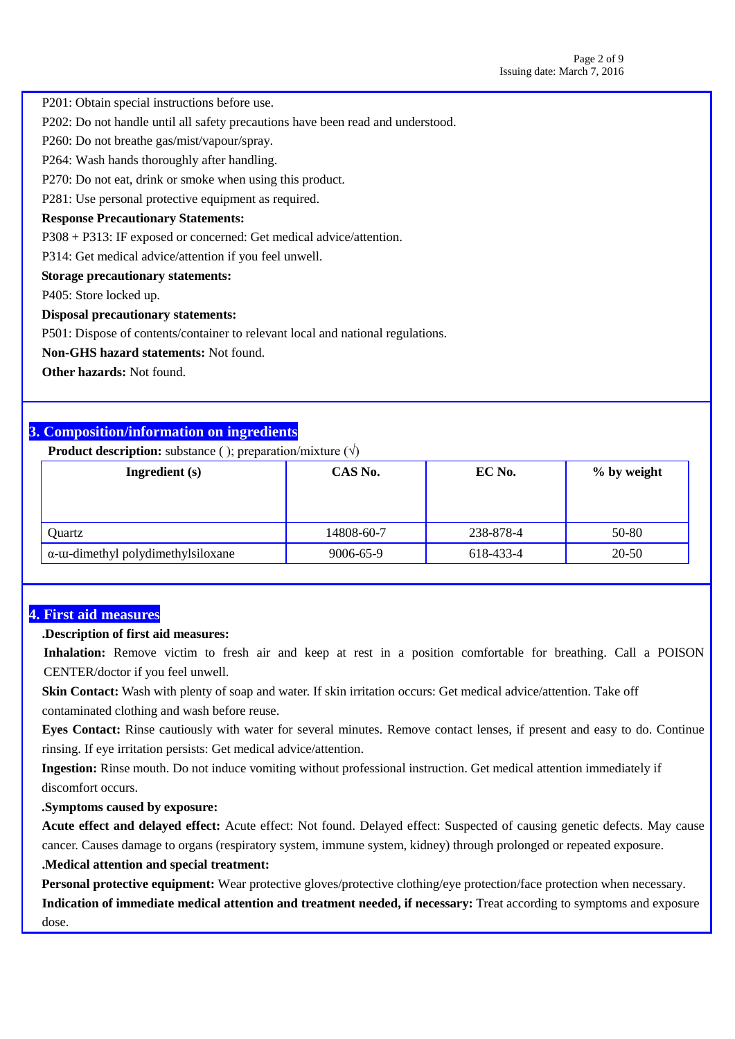P201: Obtain special instructions before use.

P202: Do not handle until all safety precautions have been read and understood.

P260: Do not breathe gas/mist/vapour/spray.

P264: Wash hands thoroughly after handling.

P270: Do not eat, drink or smoke when using this product.

P281: Use personal protective equipment as required.

**Response Precautionary Statements:**

P308 + P313: IF exposed or concerned: Get medical advice/attention.

P314: Get medical advice/attention if you feel unwell.

**Storage precautionary statements:**

P405: Store locked up.

**Disposal precautionary statements:**

P501: Dispose of contents/container to relevant local and national regulations.

**Non-GHS hazard statements:** Not found.

**Other hazards:** Not found.

## 3. Composition/information on ingredients

**Product description:** substance ( ); preparation/mixture (√)

| Ingredient (s) | CAS No. | EC No. | % by weight |
|---|---|---|---|
| Quartz | 14808-60-7 | 238-878-4 | 50-80 |
| α-ɯ-dimethyl polydimethylsiloxane | 9006-65-9 | 618-433-4 | 20-50 |

## 4. First aid measures

**.Description of first aid measures:**

**Inhalation:** Remove victim to fresh air and keep at rest in a position comfortable for breathing. Call a POISON CENTER/doctor if you feel unwell.

**Skin Contact:** Wash with plenty of soap and water. If skin irritation occurs: Get medical advice/attention. Take off contaminated clothing and wash before reuse.

**Eyes Contact:** Rinse cautiously with water for several minutes. Remove contact lenses, if present and easy to do. Continue rinsing. If eye irritation persists: Get medical advice/attention.

**Ingestion:** Rinse mouth. Do not induce vomiting without professional instruction. Get medical attention immediately if discomfort occurs.

**.Symptoms caused by exposure:**

**Acute effect and delayed effect:** Acute effect: Not found. Delayed effect: Suspected of causing genetic defects. May cause cancer. Causes damage to organs (respiratory system, immune system, kidney) through prolonged or repeated exposure.

**.Medical attention and special treatment:**

**Personal protective equipment:** Wear protective gloves/protective clothing/eye protection/face protection when necessary.

**Indication of immediate medical attention and treatment needed, if necessary:** Treat according to symptoms and exposure dose.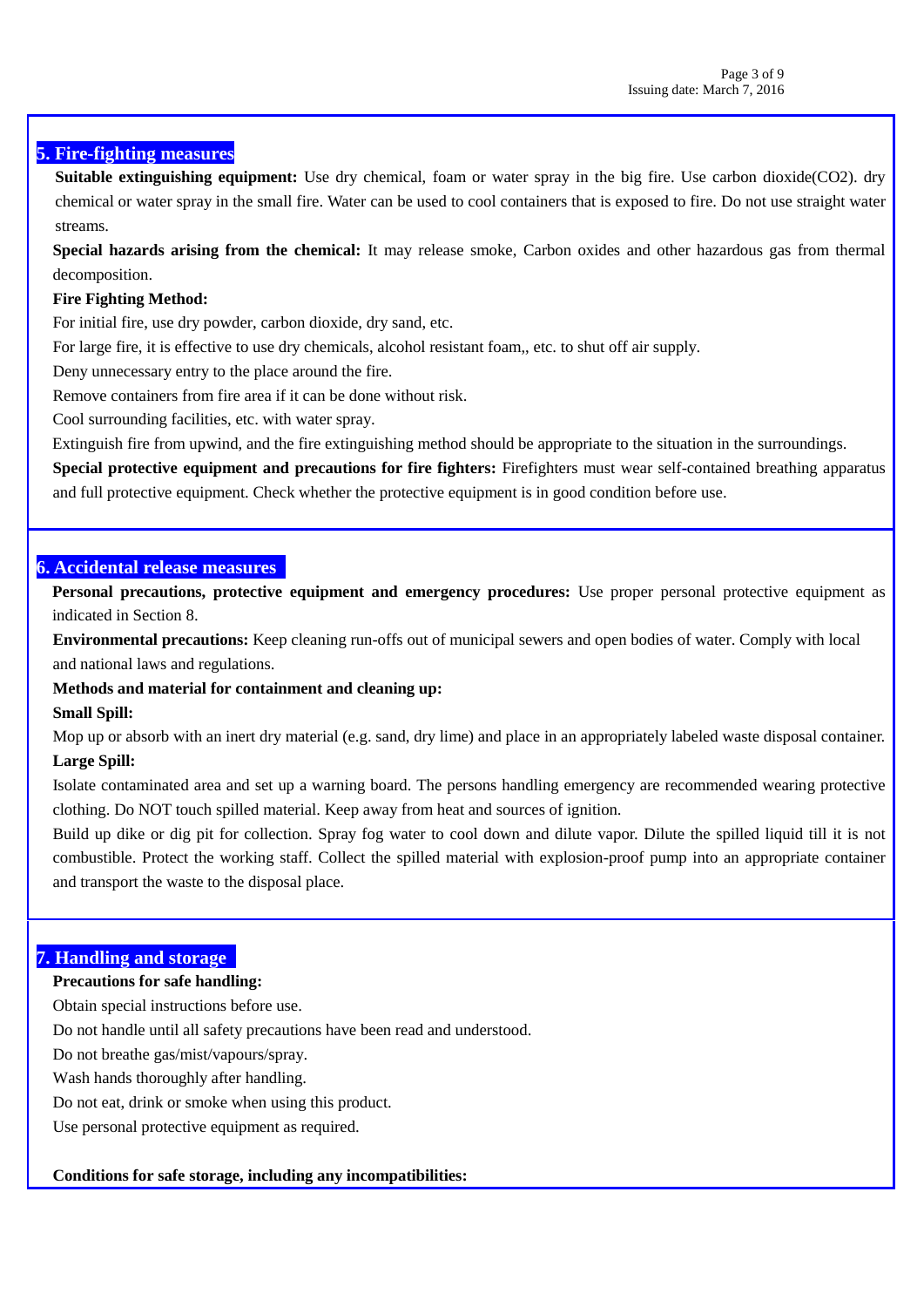## 5. Fire-fighting measures

**Suitable extinguishing equipment:** Use dry chemical, foam or water spray in the big fire. Use carbon dioxide($CO_2$). dry chemical or water spray in the small fire. Water can be used to cool containers that is exposed to fire. Do not use straight water streams.

**Special hazards arising from the chemical:** It may release smoke, Carbon oxides and other hazardous gas from thermal decomposition.

**Fire Fighting Method:**

For initial fire, use dry powder, carbon dioxide, dry sand, etc.

For large fire, it is effective to use dry chemicals, alcohol resistant foam,, etc. to shut off air supply.

Deny unnecessary entry to the place around the fire.

Remove containers from fire area if it can be done without risk.

Cool surrounding facilities, etc. with water spray.

Extinguish fire from upwind, and the fire extinguishing method should be appropriate to the situation in the surroundings.

**Special protective equipment and precautions for fire fighters:** Firefighters must wear self-contained breathing apparatus and full protective equipment. Check whether the protective equipment is in good condition before use.

## 6. Accidental release measures

**Personal precautions, protective equipment and emergency procedures:** Use proper personal protective equipment as indicated in Section 8.

**Environmental precautions:** Keep cleaning run-offs out of municipal sewers and open bodies of water. Comply with local and national laws and regulations.

**Methods and material for containment and cleaning up:**

**Small Spill:**

Mop up or absorb with an inert dry material (e.g. sand, dry lime) and place in an appropriately labeled waste disposal container.

**Large Spill:**

Isolate contaminated area and set up a warning board. The persons handling emergency are recommended wearing protective clothing. Do NOT touch spilled material. Keep away from heat and sources of ignition.

Build up dike or dig pit for collection. Spray fog water to cool down and dilute vapor. Dilute the spilled liquid till it is not combustible. Protect the working staff. Collect the spilled material with explosion-proof pump into an appropriate container and transport the waste to the disposal place.

## 7. Handling and storage

**Precautions for safe handling:**

Obtain special instructions before use.

Do not handle until all safety precautions have been read and understood.

Do not breathe gas/mist/vapours/spray.

Wash hands thoroughly after handling.

Do not eat, drink or smoke when using this product.

Use personal protective equipment as required.

**Conditions for safe storage, including any incompatibilities:**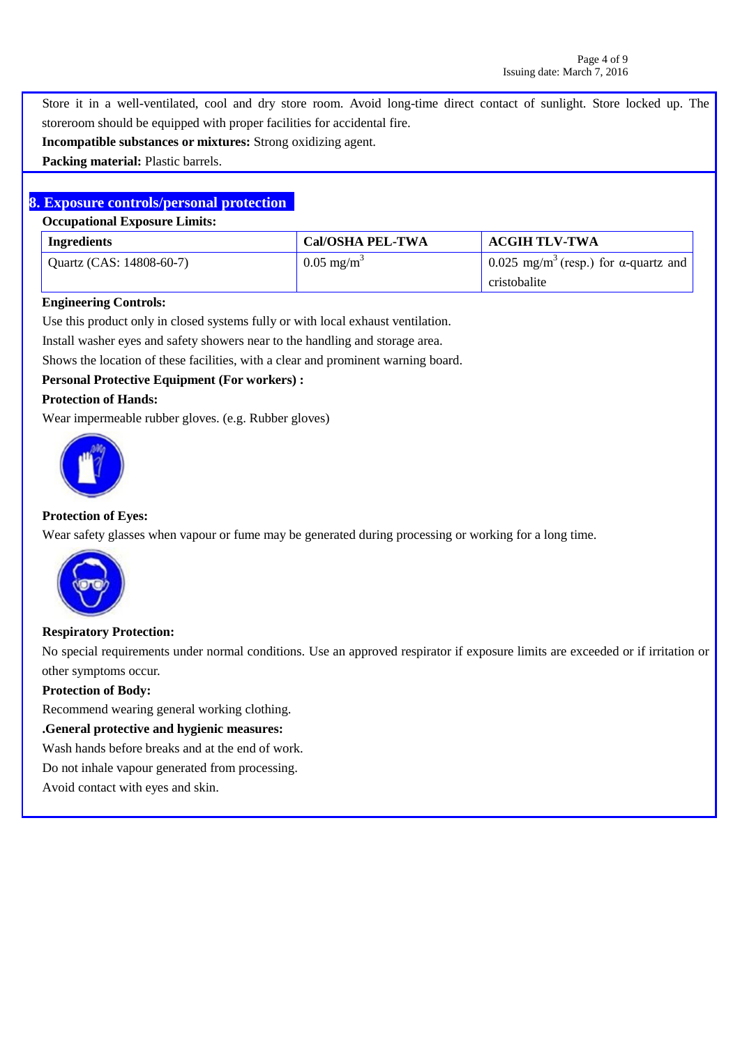Store it in a well-ventilated, cool and dry store room. Avoid long-time direct contact of sunlight. Store locked up. The storeroom should be equipped with proper facilities for accidental fire.

**Incompatible substances or mixtures:** Strong oxidizing agent.

**Packing material:** Plastic barrels.

## 8. Exposure controls/personal protection

**Occupational Exposure Limits:**

| Ingredients | Cal/OSHA PEL-TWA | ACGIH TLV-TWA |
|---|---|---|
| Quartz (CAS: 14808-60-7) | 0.05 mg/$m^3$ | 0.025 mg/$m^3$ (resp.) for α-quartz and cristobalite |

**Engineering Controls:**

Use this product only in closed systems fully or with local exhaust ventilation.

Install washer eyes and safety showers near to the handling and storage area.

Shows the location of these facilities, with a clear and prominent warning board.

**Personal Protective Equipment (For workers) :**

**Protection of Hands:**

Wear impermeable rubber gloves. (e.g. Rubber gloves)

**Protection of Eyes:**

Wear safety glasses when vapour or fume may be generated during processing or working for a long time.

**Respiratory Protection:**

No special requirements under normal conditions. Use an approved respirator if exposure limits are exceeded or if irritation or other symptoms occur.

**Protection of Body:**

Recommend wearing general working clothing.

**.General protective and hygienic measures:**

Wash hands before breaks and at the end of work.

Do not inhale vapour generated from processing.

Avoid contact with eyes and skin.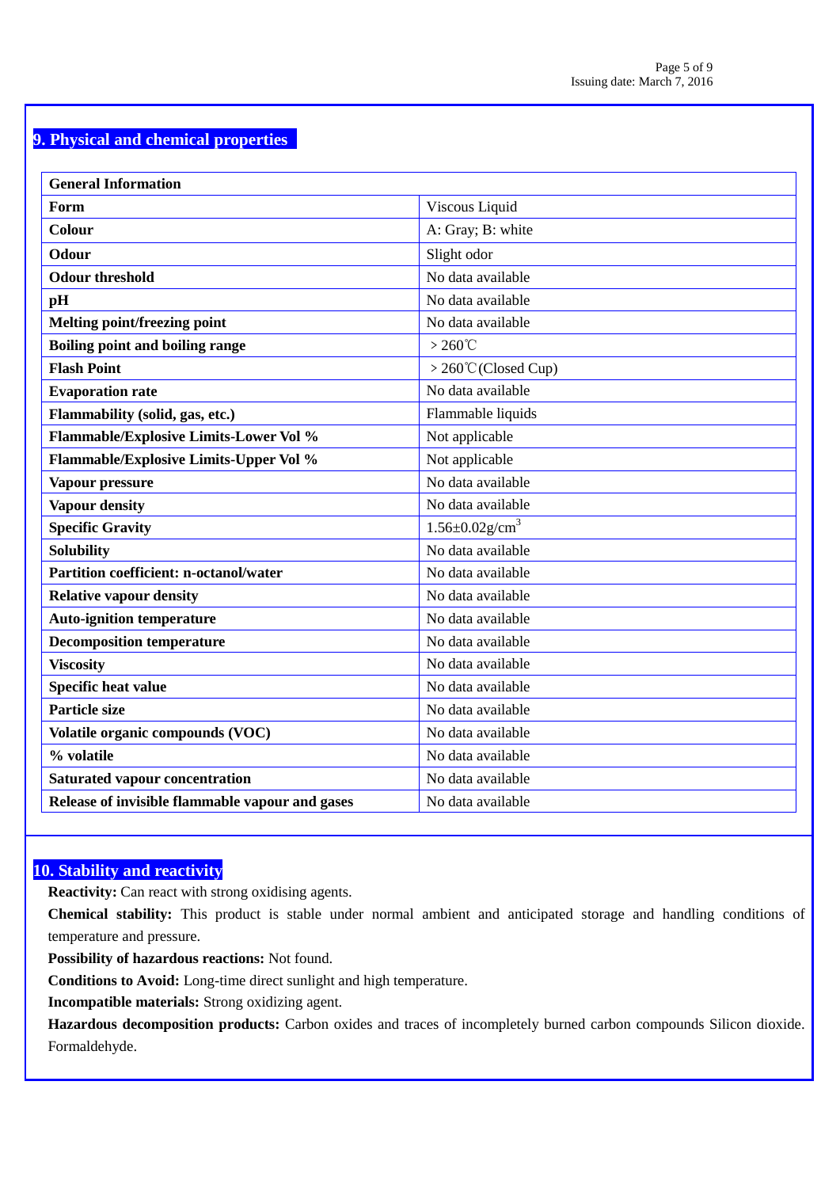## 9. Physical and chemical properties

| General Information | |
|---|---|
| **Form** | Viscous Liquid |
| **Colour** | A: Gray; B: white |
| **Odour** | Slight odor |
| **Odour threshold** | No data available |
| **pH** | No data available |
| **Melting point/freezing point** | No data available |
| **Boiling point and boiling range** | ＞260℃ |
| **Flash Point** | ＞260℃(Closed Cup) |
| **Evaporation rate** | No data available |
| **Flammability (solid, gas, etc.)** | Flammable liquids |
| **Flammable/Explosive Limits-Lower Vol %** | Not applicable |
| **Flammable/Explosive Limits-Upper Vol %** | Not applicable |
| **Vapour pressure** | No data available |
| **Vapour density** | No data available |
| **Specific Gravity** | $1.56 \pm 0.02 g/cm^3$ |
| **Solubility** | No data available |
| **Partition coefficient: n-octanol/water** | No data available |
| **Relative vapour density** | No data available |
| **Auto-ignition temperature** | No data available |
| **Decomposition temperature** | No data available |
| **Viscosity** | No data available |
| **Specific heat value** | No data available |
| **Particle size** | No data available |
| **Volatile organic compounds (VOC)** | No data available |
| **% volatile** | No data available |
| **Saturated vapour concentration** | No data available |
| **Release of invisible flammable vapour and gases** | No data available |

## 10. Stability and reactivity

**Reactivity:** Can react with strong oxidising agents.

**Chemical stability:** This product is stable under normal ambient and anticipated storage and handling conditions of temperature and pressure.

**Possibility of hazardous reactions:** Not found.

**Conditions to Avoid:** Long-time direct sunlight and high temperature.

**Incompatible materials:** Strong oxidizing agent.

**Hazardous decomposition products:** Carbon oxides and traces of incompletely burned carbon compounds Silicon dioxide. Formaldehyde.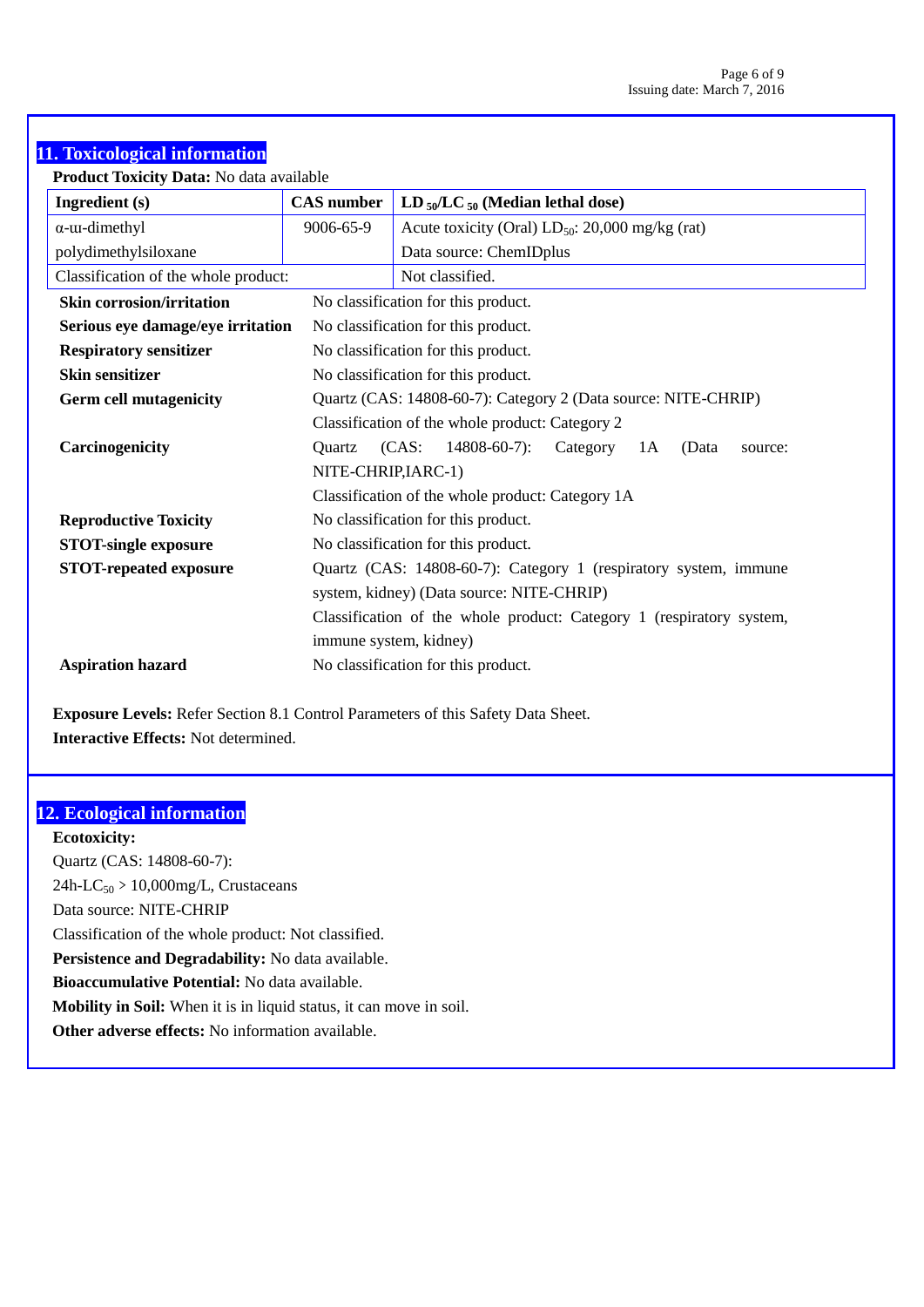## 11. Toxicological information

**Product Toxicity Data:** No data available

| Ingredient (s) | CAS number | $LD_{50}/LC_{50}$ (Median lethal dose) |
|---|---|---|
| α-ɯ-dimethyl polydimethylsiloxane | 9006-65-9 | Acute toxicity (Oral) $LD_{50}$: 20,000 mg/kg (rat)<br>Data source: ChemIDplus |
| Classification of the whole product: | | Not classified. |

**Skin corrosion/irritation** No classification for this product.

**Serious eye damage/eye irritation** No classification for this product.

**Respiratory sensitizer** No classification for this product.

**Skin sensitizer** No classification for this product.

**Germ cell mutagenicity** Quartz (CAS: 14808-60-7): Category 2 (Data source: NITE-CHRIP)
Classification of the whole product: Category 2

**Carcinogenicity** Quartz (CAS: 14808-60-7): Category 1A (Data source: NITE-CHRIP,IARC-1)
Classification of the whole product: Category 1A

**Reproductive Toxicity** No classification for this product.

**STOT-single exposure** No classification for this product.

**STOT-repeated exposure** Quartz (CAS: 14808-60-7): Category 1 (respiratory system, immune system, kidney) (Data source: NITE-CHRIP)
Classification of the whole product: Category 1 (respiratory system, immune system, kidney)

**Aspiration hazard** No classification for this product.

**Exposure Levels:** Refer Section 8.1 Control Parameters of this Safety Data Sheet.
**Interactive Effects:** Not determined.

## 12. Ecological information

**Ecotoxicity:**
Quartz (CAS: 14808-60-7):
24h-$LC_{50}$ > 10,000mg/L, Crustaceans
Data source: NITE-CHRIP
Classification of the whole product: Not classified.
**Persistence and Degradability:** No data available.
**Bioaccumulative Potential:** No data available.
**Mobility in Soil:** When it is in liquid status, it can move in soil.
**Other adverse effects:** No information available.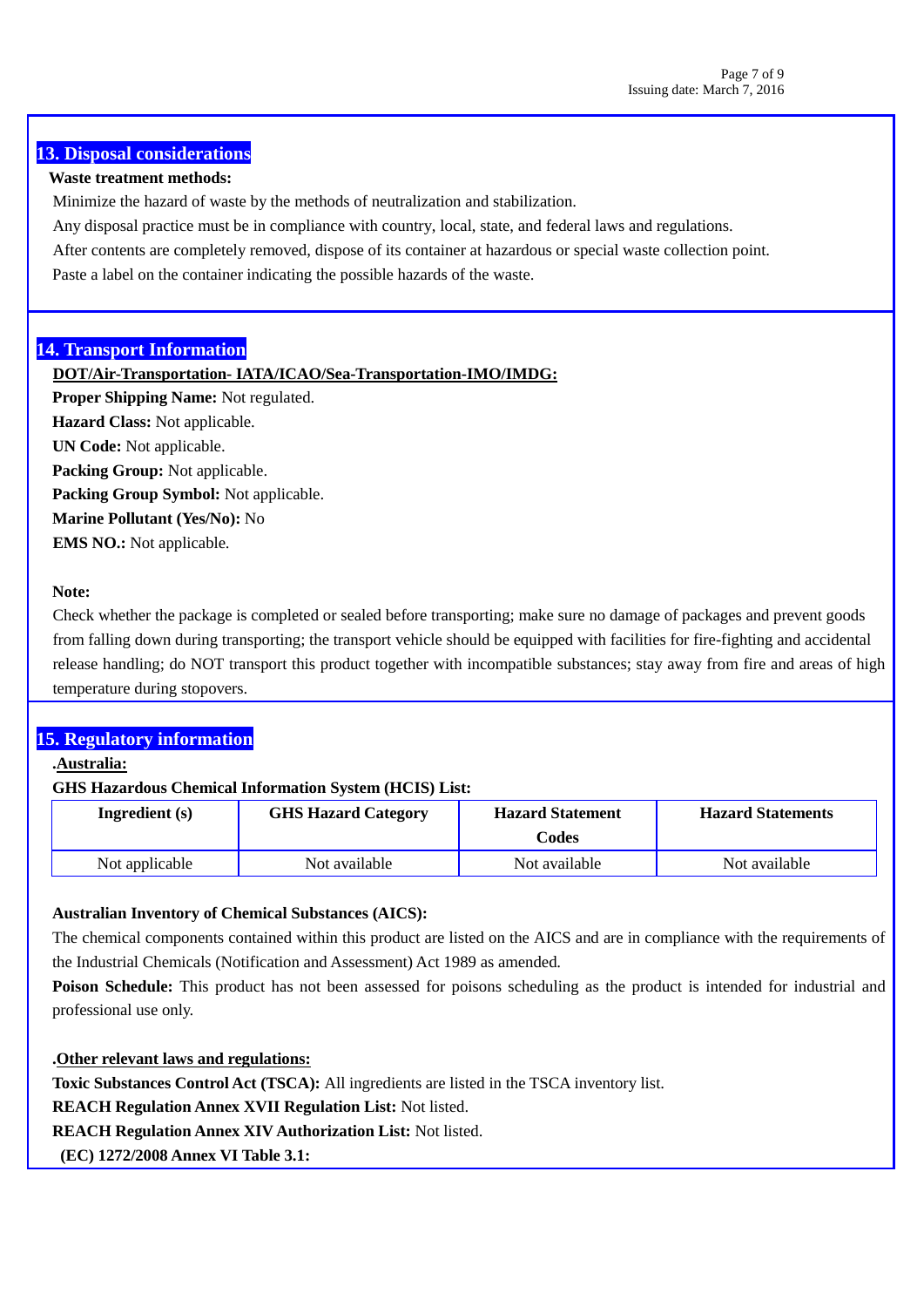## 13. Disposal considerations

**Waste treatment methods:**

Minimize the hazard of waste by the methods of neutralization and stabilization.

Any disposal practice must be in compliance with country, local, state, and federal laws and regulations.

After contents are completely removed, dispose of its container at hazardous or special waste collection point.

Paste a label on the container indicating the possible hazards of the waste.

## 14. Transport Information

**DOT/Air-Transportation- IATA/ICAO/Sea-Transportation-IMO/IMDG:**

**Proper Shipping Name:** Not regulated.

**Hazard Class:** Not applicable.

**UN Code:** Not applicable.

**Packing Group:** Not applicable.

**Packing Group Symbol:** Not applicable.

**Marine Pollutant (Yes/No):** No

**EMS NO.:** Not applicable.

**Note:**

Check whether the package is completed or sealed before transporting; make sure no damage of packages and prevent goods from falling down during transporting; the transport vehicle should be equipped with facilities for fire-fighting and accidental release handling; do NOT transport this product together with incompatible substances; stay away from fire and areas of high temperature during stopovers.

## 15. Regulatory information

**.Australia:**

**GHS Hazardous Chemical Information System (HCIS) List:**

| Ingredient (s) | GHS Hazard Category | Hazard Statement Codes | Hazard Statements |
|---|---|---|---|
| Not applicable | Not available | Not available | Not available |

**Australian Inventory of Chemical Substances (AICS):**

The chemical components contained within this product are listed on the AICS and are in compliance with the requirements of the Industrial Chemicals (Notification and Assessment) Act 1989 as amended.

**Poison Schedule:** This product has not been assessed for poisons scheduling as the product is intended for industrial and professional use only.

**.Other relevant laws and regulations:**

**Toxic Substances Control Act (TSCA):** All ingredients are listed in the TSCA inventory list.

**REACH Regulation Annex XVII Regulation List:** Not listed.

**REACH Regulation Annex XIV Authorization List:** Not listed.

**(EC) 1272/2008 Annex VI Table 3.1:**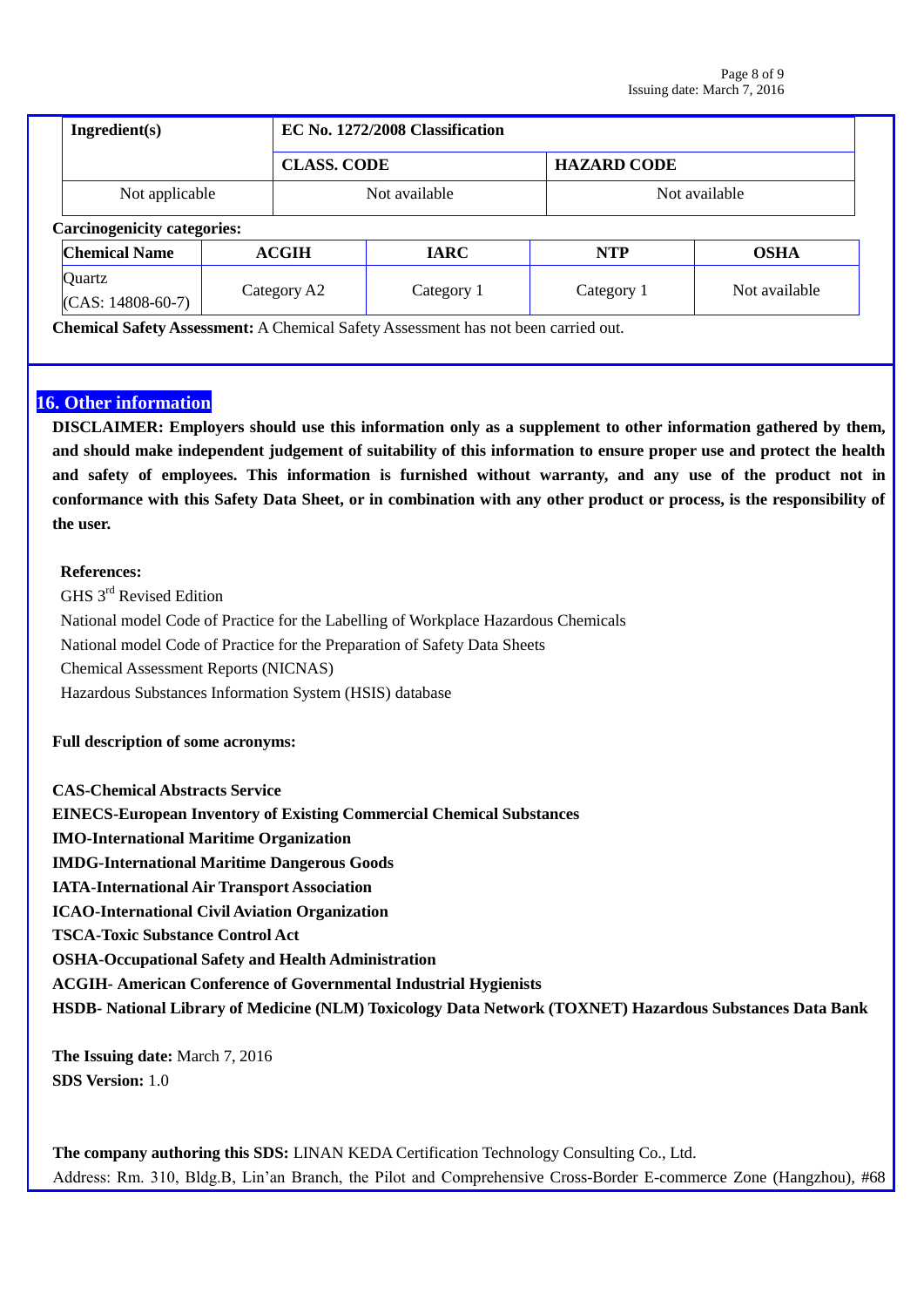| Ingredient(s) | EC No. 1272/2008 Classification | |
|---|---|---|
| | **CLASS. CODE** | **HAZARD CODE** |
| Not applicable | Not available | Not available |

**Carcinogenicity categories:**

| Chemical Name | ACGIH | IARC | NTP | OSHA |
|---|---|---|---|---|
| Quartz (CAS: 14808-60-7) | Category A2 | Category 1 | Category 1 | Not available |

**Chemical Safety Assessment:** A Chemical Safety Assessment has not been carried out.

## 16. Other information

**DISCLAIMER: Employers should use this information only as a supplement to other information gathered by them, and should make independent judgement of suitability of this information to ensure proper use and protect the health and safety of employees. This information is furnished without warranty, and any use of the product not in conformance with this Safety Data Sheet, or in combination with any other product or process, is the responsibility of the user.**

**References:**

GHS 3rd Revised Edition

National model Code of Practice for the Labelling of Workplace Hazardous Chemicals

National model Code of Practice for the Preparation of Safety Data Sheets

Chemical Assessment Reports (NICNAS)

Hazardous Substances Information System (HSIS) database

**Full description of some acronyms:**

**CAS-Chemical Abstracts Service**

**EINECS-European Inventory of Existing Commercial Chemical Substances**

**IMO-International Maritime Organization**

**IMDG-International Maritime Dangerous Goods**

**IATA-International Air Transport Association**

**ICAO-International Civil Aviation Organization**

**TSCA-Toxic Substance Control Act**

**OSHA-Occupational Safety and Health Administration**

**ACGIH- American Conference of Governmental Industrial Hygienists**

**HSDB- National Library of Medicine (NLM) Toxicology Data Network (TOXNET) Hazardous Substances Data Bank**

**The Issuing date:** March 7, 2016

**SDS Version:** 1.0

**The company authoring this SDS:** LINAN KEDA Certification Technology Consulting Co., Ltd.

Address: Rm. 310, Bldg.B, Lin'an Branch, the Pilot and Comprehensive Cross-Border E-commerce Zone (Hangzhou), #68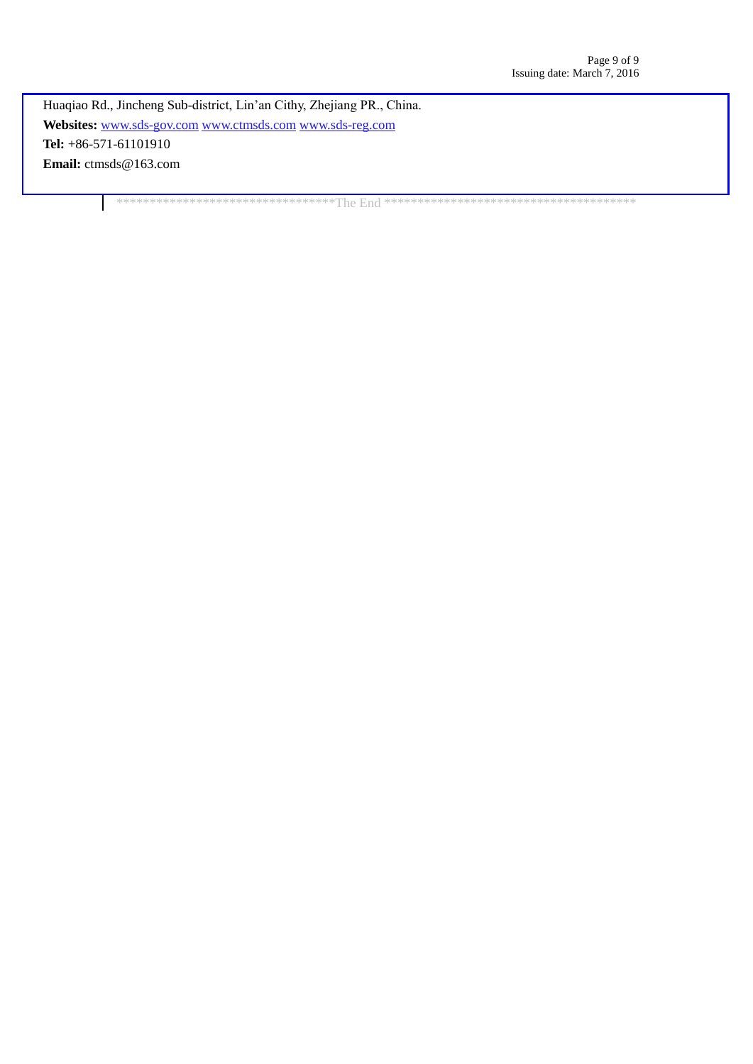Huaqiao Rd., Jincheng Sub-district, Lin'an Cithy, Zhejiang PR., China.

**Websites:** www.sds-gov.com www.ctmsds.com www.sds-reg.com

**Tel:** +86-571-61101910

**Email:** ctmsds@163.com

*********************************The End ****************************************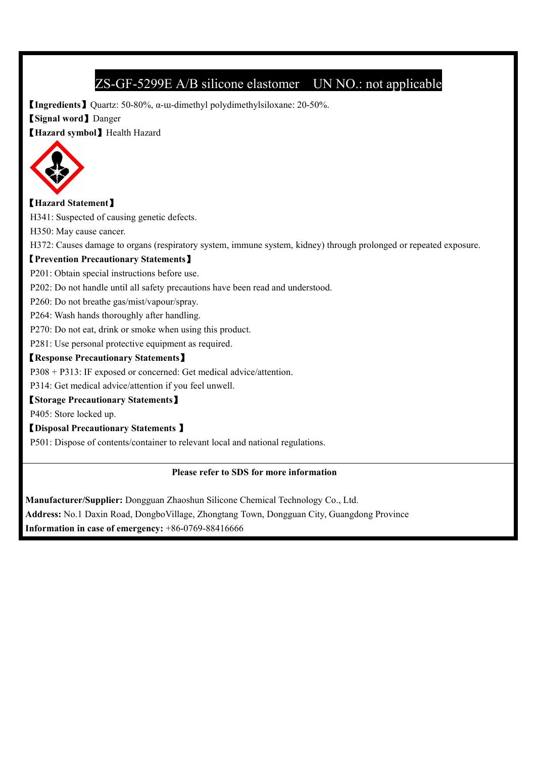# ZS-GF-5299E A/B silicone elastomer UN NO.: not applicable

**【Ingredients】** Quartz: 50-80%, α-ɯ-dimethyl polydimethylsiloxane: 20-50%.

**【Signal word】** Danger

**【Hazard symbol】** Health Hazard

**【Hazard Statement】**

H341: Suspected of causing genetic defects.

H350: May cause cancer.

H372: Causes damage to organs (respiratory system, immune system, kidney) through prolonged or repeated exposure.

**【Prevention Precautionary Statements】**

P201: Obtain special instructions before use.

P202: Do not handle until all safety precautions have been read and understood.

P260: Do not breathe gas/mist/vapour/spray.

P264: Wash hands thoroughly after handling.

P270: Do not eat, drink or smoke when using this product.

P281: Use personal protective equipment as required.

**【Response Precautionary Statements】**

P308 + P313: IF exposed or concerned: Get medical advice/attention.

P314: Get medical advice/attention if you feel unwell.

**【Storage Precautionary Statements】**

P405: Store locked up.

**【Disposal Precautionary Statements 】**

P501: Dispose of contents/container to relevant local and national regulations.

---

**Please refer to SDS for more information**

**Manufacturer/Supplier:** Dongguan Zhaoshun Silicone Chemical Technology Co., Ltd.

**Address:** No.1 Daxin Road, DongboVillage, Zhongtang Town, Dongguan City, Guangdong Province

**Information in case of emergency:** +86-0769-88416666